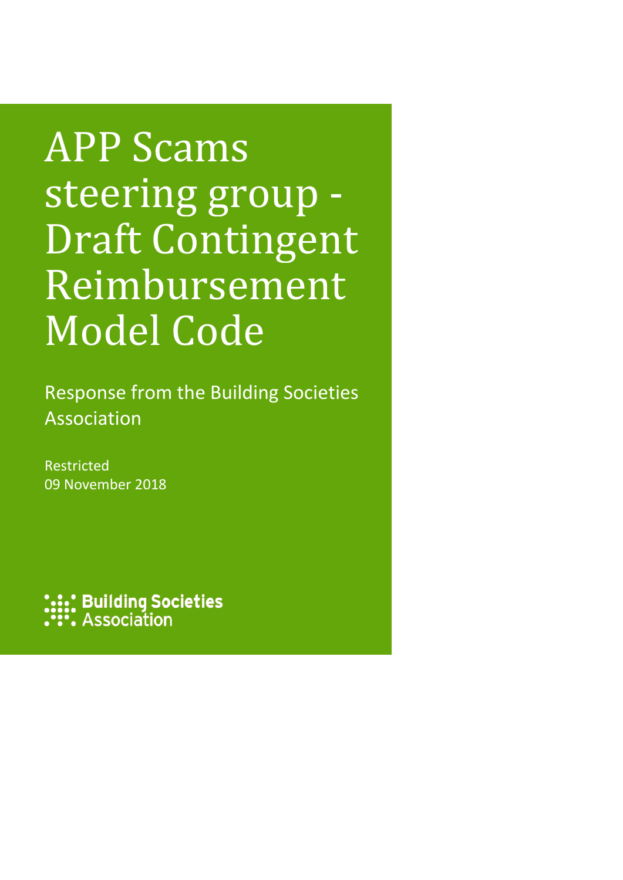# APP Scams steering group - Draft Contingent Reimbursement Model Code

Response from the Building Societies Association

Restricted

09 November 2018

Building Societies Association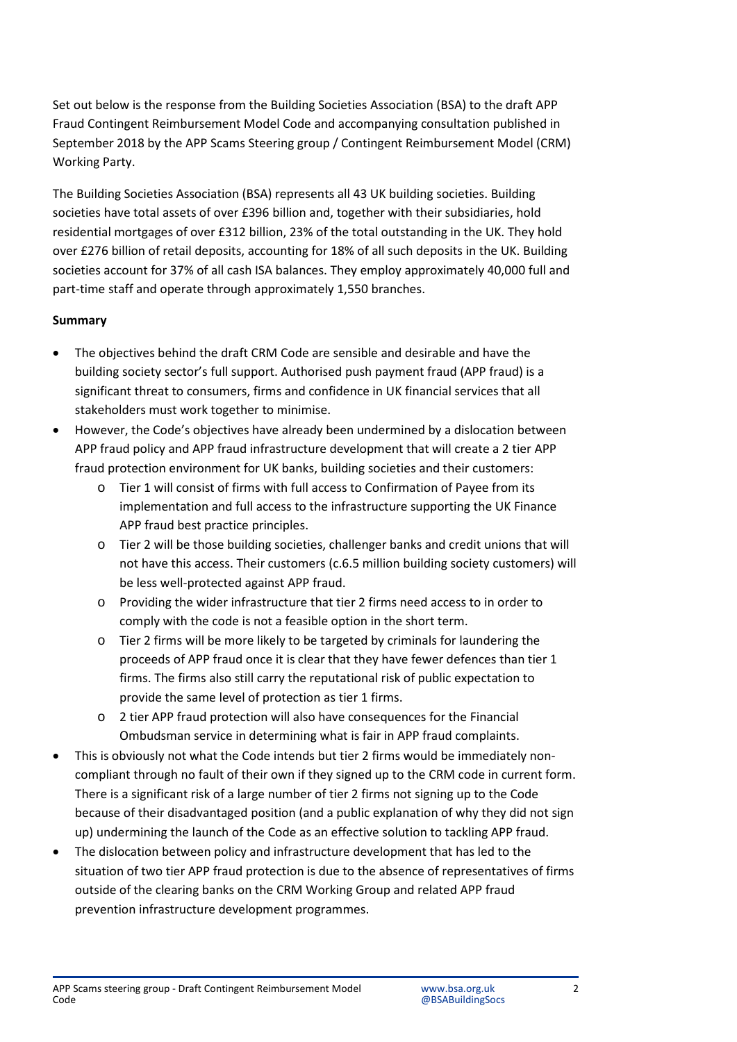Set out below is the response from the Building Societies Association (BSA) to the draft APP Fraud Contingent Reimbursement Model Code and accompanying consultation published in September 2018 by the APP Scams Steering group / Contingent Reimbursement Model (CRM) Working Party.

The Building Societies Association (BSA) represents all 43 UK building societies. Building societies have total assets of over £396 billion and, together with their subsidiaries, hold residential mortgages of over £312 billion, 23% of the total outstanding in the UK. They hold over £276 billion of retail deposits, accounting for 18% of all such deposits in the UK. Building societies account for 37% of all cash ISA balances. They employ approximately 40,000 full and part-time staff and operate through approximately 1,550 branches.

**Summary**

- The objectives behind the draft CRM Code are sensible and desirable and have the building society sector's full support. Authorised push payment fraud (APP fraud) is a significant threat to consumers, firms and confidence in UK financial services that all stakeholders must work together to minimise.
- However, the Code's objectives have already been undermined by a dislocation between APP fraud policy and APP fraud infrastructure development that will create a 2 tier APP fraud protection environment for UK banks, building societies and their customers:
  - Tier 1 will consist of firms with full access to Confirmation of Payee from its implementation and full access to the infrastructure supporting the UK Finance APP fraud best practice principles.
  - Tier 2 will be those building societies, challenger banks and credit unions that will not have this access. Their customers (c.6.5 million building society customers) will be less well-protected against APP fraud.
  - Providing the wider infrastructure that tier 2 firms need access to in order to comply with the code is not a feasible option in the short term.
  - Tier 2 firms will be more likely to be targeted by criminals for laundering the proceeds of APP fraud once it is clear that they have fewer defences than tier 1 firms. The firms also still carry the reputational risk of public expectation to provide the same level of protection as tier 1 firms.
  - 2 tier APP fraud protection will also have consequences for the Financial Ombudsman service in determining what is fair in APP fraud complaints.
- This is obviously not what the Code intends but tier 2 firms would be immediately non-compliant through no fault of their own if they signed up to the CRM code in current form. There is a significant risk of a large number of tier 2 firms not signing up to the Code because of their disadvantaged position (and a public explanation of why they did not sign up) undermining the launch of the Code as an effective solution to tackling APP fraud.
- The dislocation between policy and infrastructure development that has led to the situation of two tier APP fraud protection is due to the absence of representatives of firms outside of the clearing banks on the CRM Working Group and related APP fraud prevention infrastructure development programmes.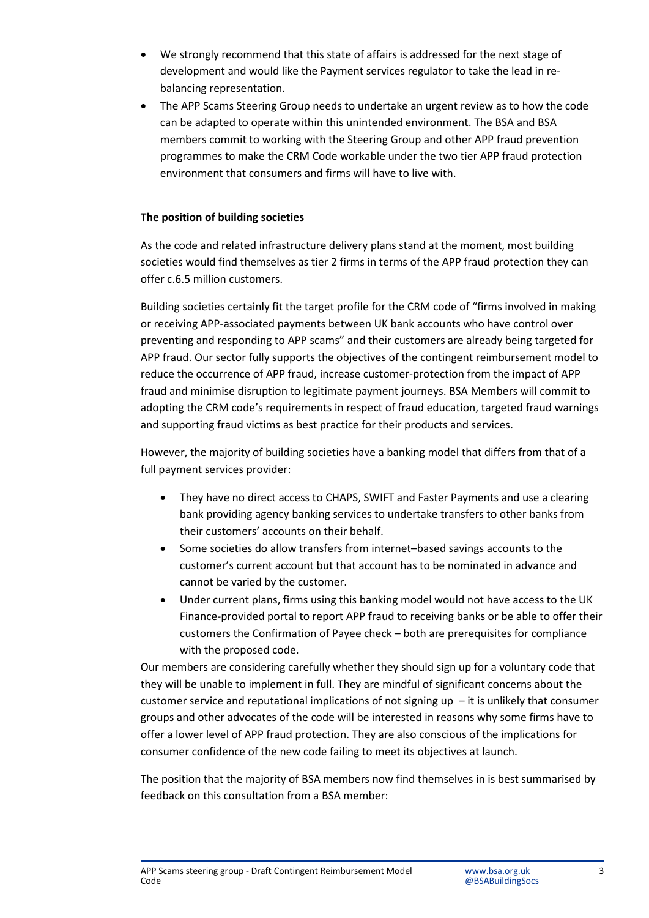- We strongly recommend that this state of affairs is addressed for the next stage of development and would like the Payment services regulator to take the lead in re-balancing representation.
- The APP Scams Steering Group needs to undertake an urgent review as to how the code can be adapted to operate within this unintended environment. The BSA and BSA members commit to working with the Steering Group and other APP fraud prevention programmes to make the CRM Code workable under the two tier APP fraud protection environment that consumers and firms will have to live with.

**The position of building societies**

As the code and related infrastructure delivery plans stand at the moment, most building societies would find themselves as tier 2 firms in terms of the APP fraud protection they can offer c.6.5 million customers.

Building societies certainly fit the target profile for the CRM code of "firms involved in making or receiving APP-associated payments between UK bank accounts who have control over preventing and responding to APP scams" and their customers are already being targeted for APP fraud. Our sector fully supports the objectives of the contingent reimbursement model to reduce the occurrence of APP fraud, increase customer-protection from the impact of APP fraud and minimise disruption to legitimate payment journeys. BSA Members will commit to adopting the CRM code's requirements in respect of fraud education, targeted fraud warnings and supporting fraud victims as best practice for their products and services.

However, the majority of building societies have a banking model that differs from that of a full payment services provider:

- They have no direct access to CHAPS, SWIFT and Faster Payments and use a clearing bank providing agency banking services to undertake transfers to other banks from their customers' accounts on their behalf.
- Some societies do allow transfers from internet–based savings accounts to the customer's current account but that account has to be nominated in advance and cannot be varied by the customer.
- Under current plans, firms using this banking model would not have access to the UK Finance-provided portal to report APP fraud to receiving banks or be able to offer their customers the Confirmation of Payee check – both are prerequisites for compliance with the proposed code.

Our members are considering carefully whether they should sign up for a voluntary code that they will be unable to implement in full. They are mindful of significant concerns about the customer service and reputational implications of not signing up – it is unlikely that consumer groups and other advocates of the code will be interested in reasons why some firms have to offer a lower level of APP fraud protection. They are also conscious of the implications for consumer confidence of the new code failing to meet its objectives at launch.

The position that the majority of BSA members now find themselves in is best summarised by feedback on this consultation from a BSA member: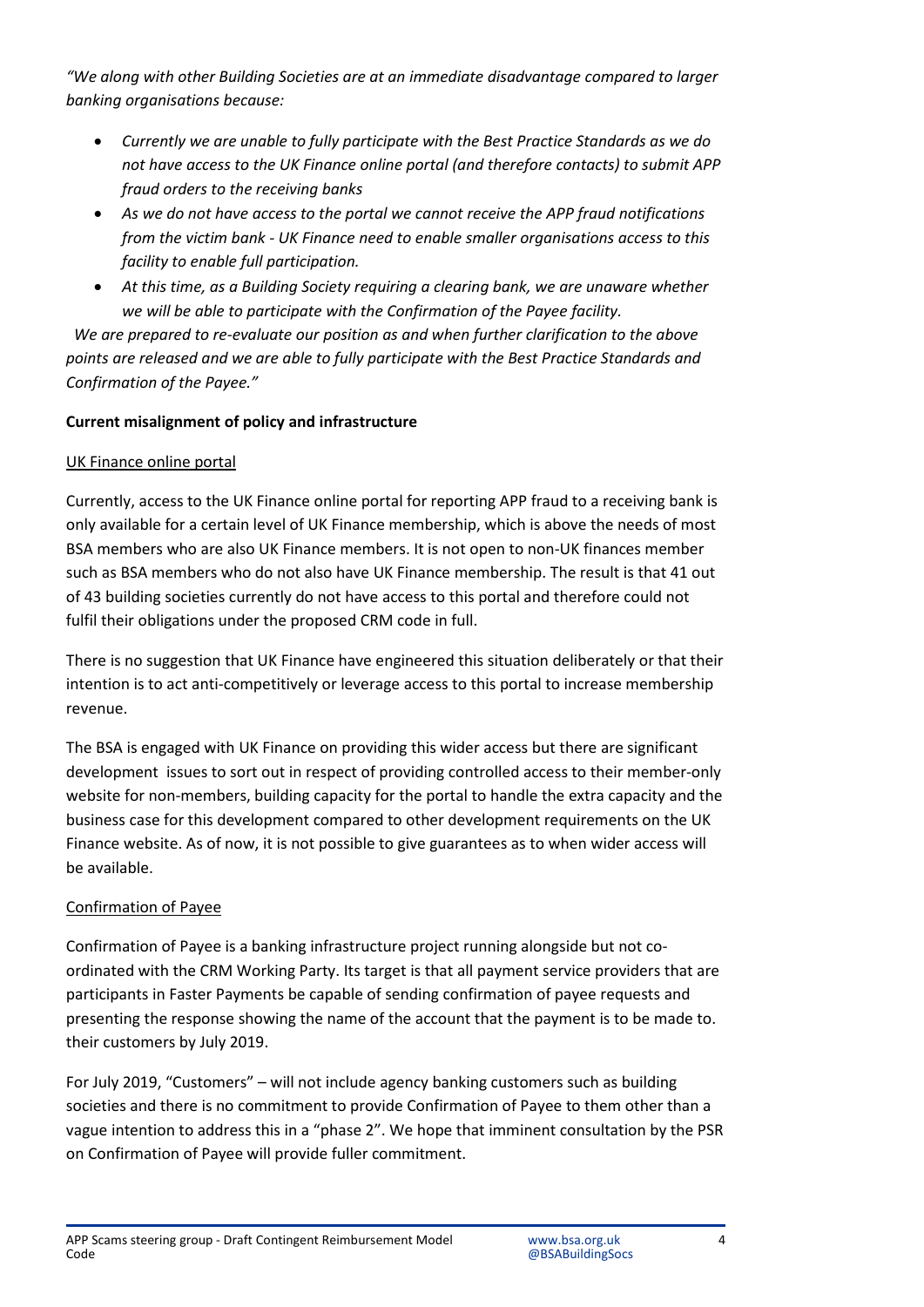*"We along with other Building Societies are at an immediate disadvantage compared to larger banking organisations because:*

- *Currently we are unable to fully participate with the Best Practice Standards as we do not have access to the UK Finance online portal (and therefore contacts) to submit APP fraud orders to the receiving banks*
- *As we do not have access to the portal we cannot receive the APP fraud notifications from the victim bank - UK Finance need to enable smaller organisations access to this facility to enable full participation.*
- *At this time, as a Building Society requiring a clearing bank, we are unaware whether we will be able to participate with the Confirmation of the Payee facility.*

*We are prepared to re-evaluate our position as and when further clarification to the above points are released and we are able to fully participate with the Best Practice Standards and Confirmation of the Payee."*

**Current misalignment of policy and infrastructure**

UK Finance online portal

Currently, access to the UK Finance online portal for reporting APP fraud to a receiving bank is only available for a certain level of UK Finance membership, which is above the needs of most BSA members who are also UK Finance members. It is not open to non-UK finances member such as BSA members who do not also have UK Finance membership. The result is that 41 out of 43 building societies currently do not have access to this portal and therefore could not fulfil their obligations under the proposed CRM code in full.

There is no suggestion that UK Finance have engineered this situation deliberately or that their intention is to act anti-competitively or leverage access to this portal to increase membership revenue.

The BSA is engaged with UK Finance on providing this wider access but there are significant development issues to sort out in respect of providing controlled access to their member-only website for non-members, building capacity for the portal to handle the extra capacity and the business case for this development compared to other development requirements on the UK Finance website. As of now, it is not possible to give guarantees as to when wider access will be available.

Confirmation of Payee

Confirmation of Payee is a banking infrastructure project running alongside but not co-ordinated with the CRM Working Party. Its target is that all payment service providers that are participants in Faster Payments be capable of sending confirmation of payee requests and presenting the response showing the name of the account that the payment is to be made to. their customers by July 2019.

For July 2019, "Customers" – will not include agency banking customers such as building societies and there is no commitment to provide Confirmation of Payee to them other than a vague intention to address this in a "phase 2". We hope that imminent consultation by the PSR on Confirmation of Payee will provide fuller commitment.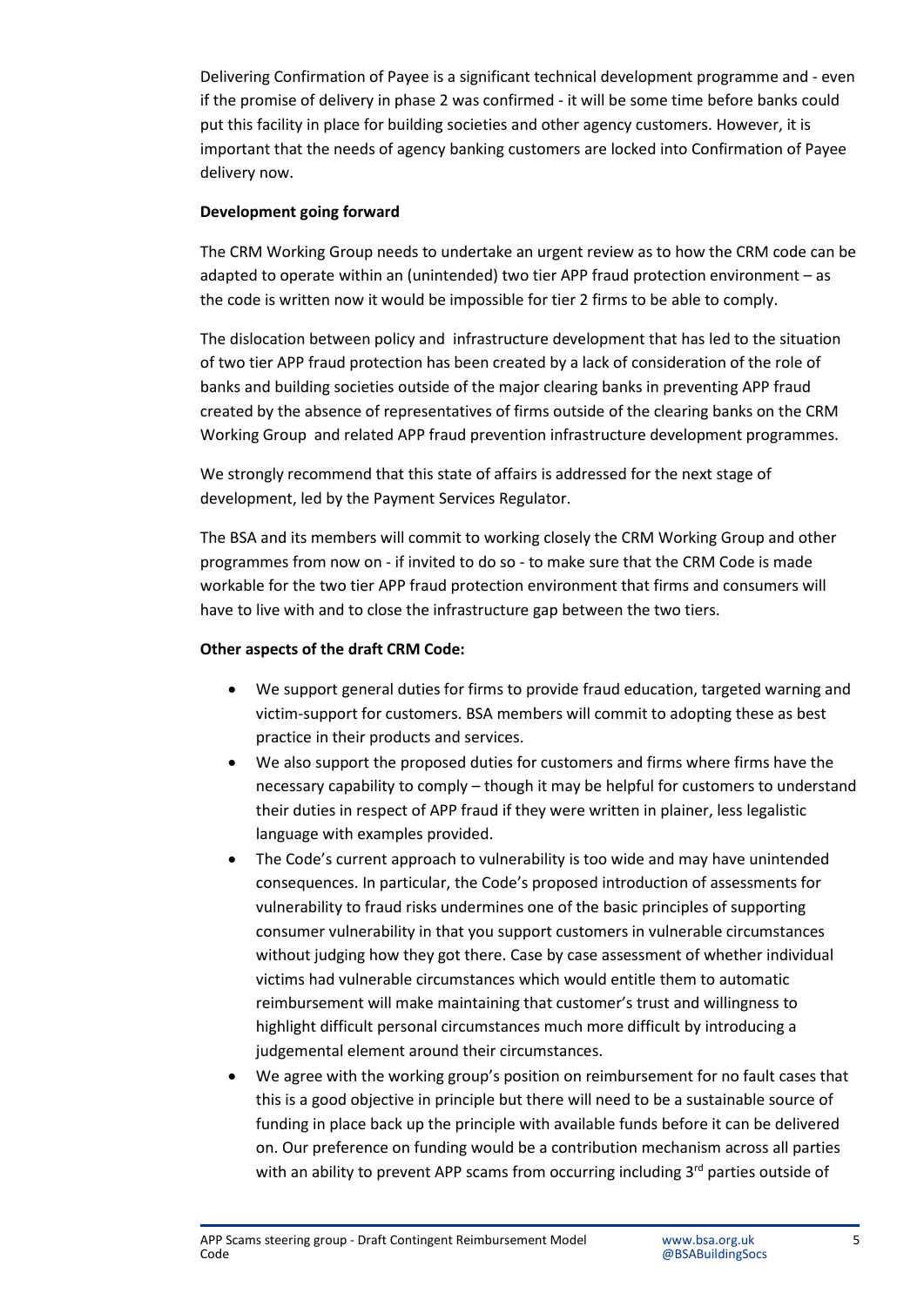Delivering Confirmation of Payee is a significant technical development programme and - even if the promise of delivery in phase 2 was confirmed - it will be some time before banks could put this facility in place for building societies and other agency customers. However, it is important that the needs of agency banking customers are locked into Confirmation of Payee delivery now.

**Development going forward**

The CRM Working Group needs to undertake an urgent review as to how the CRM code can be adapted to operate within an (unintended) two tier APP fraud protection environment – as the code is written now it would be impossible for tier 2 firms to be able to comply.

The dislocation between policy and infrastructure development that has led to the situation of two tier APP fraud protection has been created by a lack of consideration of the role of banks and building societies outside of the major clearing banks in preventing APP fraud created by the absence of representatives of firms outside of the clearing banks on the CRM Working Group and related APP fraud prevention infrastructure development programmes.

We strongly recommend that this state of affairs is addressed for the next stage of development, led by the Payment Services Regulator.

The BSA and its members will commit to working closely the CRM Working Group and other programmes from now on - if invited to do so - to make sure that the CRM Code is made workable for the two tier APP fraud protection environment that firms and consumers will have to live with and to close the infrastructure gap between the two tiers.

**Other aspects of the draft CRM Code:**

- We support general duties for firms to provide fraud education, targeted warning and victim-support for customers. BSA members will commit to adopting these as best practice in their products and services.
- We also support the proposed duties for customers and firms where firms have the necessary capability to comply – though it may be helpful for customers to understand their duties in respect of APP fraud if they were written in plainer, less legalistic language with examples provided.
- The Code's current approach to vulnerability is too wide and may have unintended consequences. In particular, the Code's proposed introduction of assessments for vulnerability to fraud risks undermines one of the basic principles of supporting consumer vulnerability in that you support customers in vulnerable circumstances without judging how they got there. Case by case assessment of whether individual victims had vulnerable circumstances which would entitle them to automatic reimbursement will make maintaining that customer's trust and willingness to highlight difficult personal circumstances much more difficult by introducing a judgemental element around their circumstances.
- We agree with the working group's position on reimbursement for no fault cases that this is a good objective in principle but there will need to be a sustainable source of funding in place back up the principle with available funds before it can be delivered on. Our preference on funding would be a contribution mechanism across all parties with an ability to prevent APP scams from occurring including 3rd parties outside of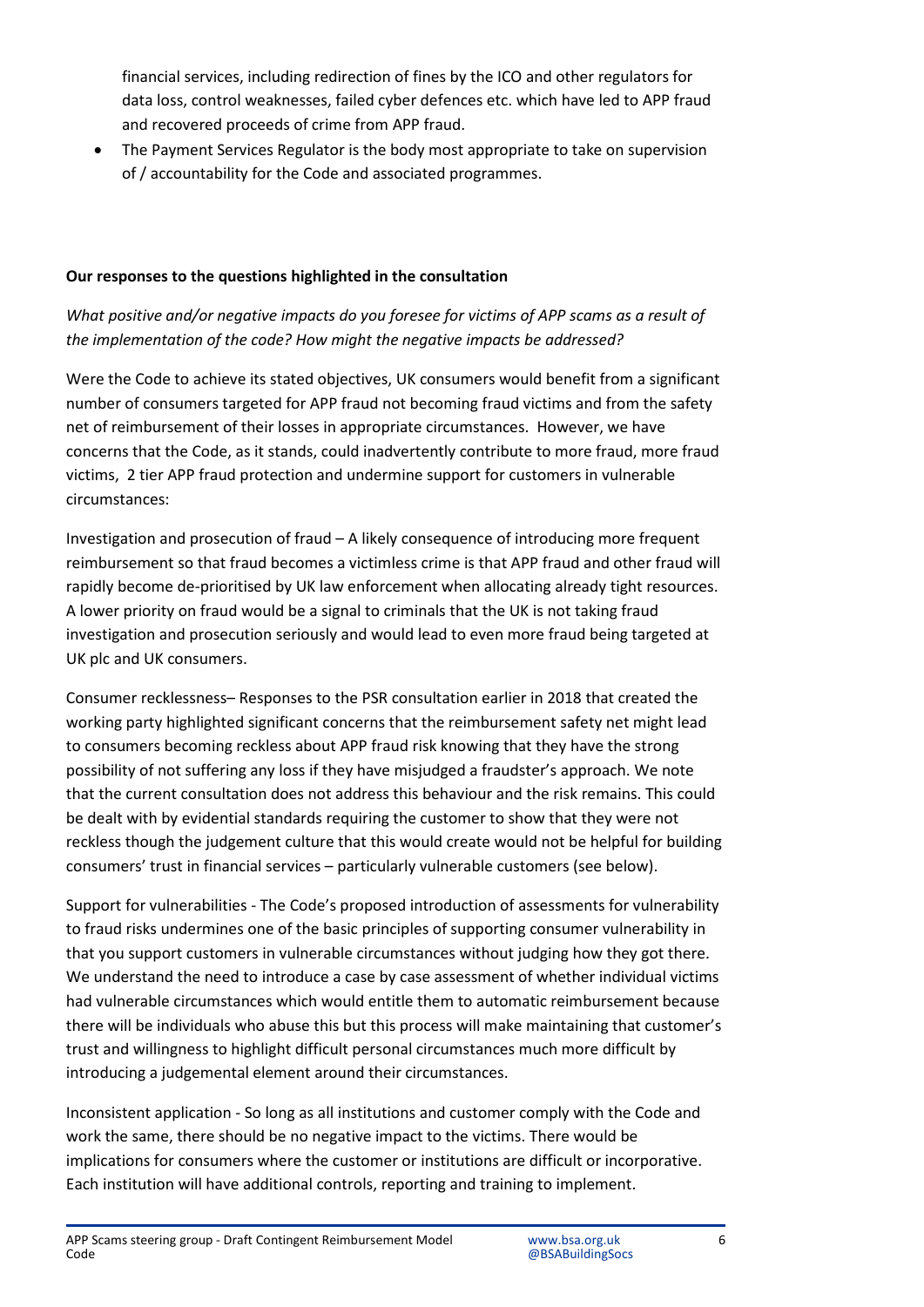financial services, including redirection of fines by the ICO and other regulators for data loss, control weaknesses, failed cyber defences etc. which have led to APP fraud and recovered proceeds of crime from APP fraud.

- The Payment Services Regulator is the body most appropriate to take on supervision of / accountability for the Code and associated programmes.

**Our responses to the questions highlighted in the consultation**

*What positive and/or negative impacts do you foresee for victims of APP scams as a result of the implementation of the code? How might the negative impacts be addressed?*

Were the Code to achieve its stated objectives, UK consumers would benefit from a significant number of consumers targeted for APP fraud not becoming fraud victims and from the safety net of reimbursement of their losses in appropriate circumstances. However, we have concerns that the Code, as it stands, could inadvertently contribute to more fraud, more fraud victims, 2 tier APP fraud protection and undermine support for customers in vulnerable circumstances:

Investigation and prosecution of fraud – A likely consequence of introducing more frequent reimbursement so that fraud becomes a victimless crime is that APP fraud and other fraud will rapidly become de-prioritised by UK law enforcement when allocating already tight resources. A lower priority on fraud would be a signal to criminals that the UK is not taking fraud investigation and prosecution seriously and would lead to even more fraud being targeted at UK plc and UK consumers.

Consumer recklessness– Responses to the PSR consultation earlier in 2018 that created the working party highlighted significant concerns that the reimbursement safety net might lead to consumers becoming reckless about APP fraud risk knowing that they have the strong possibility of not suffering any loss if they have misjudged a fraudster's approach. We note that the current consultation does not address this behaviour and the risk remains. This could be dealt with by evidential standards requiring the customer to show that they were not reckless though the judgement culture that this would create would not be helpful for building consumers' trust in financial services – particularly vulnerable customers (see below).

Support for vulnerabilities - The Code's proposed introduction of assessments for vulnerability to fraud risks undermines one of the basic principles of supporting consumer vulnerability in that you support customers in vulnerable circumstances without judging how they got there. We understand the need to introduce a case by case assessment of whether individual victims had vulnerable circumstances which would entitle them to automatic reimbursement because there will be individuals who abuse this but this process will make maintaining that customer's trust and willingness to highlight difficult personal circumstances much more difficult by introducing a judgemental element around their circumstances.

Inconsistent application - So long as all institutions and customer comply with the Code and work the same, there should be no negative impact to the victims. There would be implications for consumers where the customer or institutions are difficult or incorporative. Each institution will have additional controls, reporting and training to implement.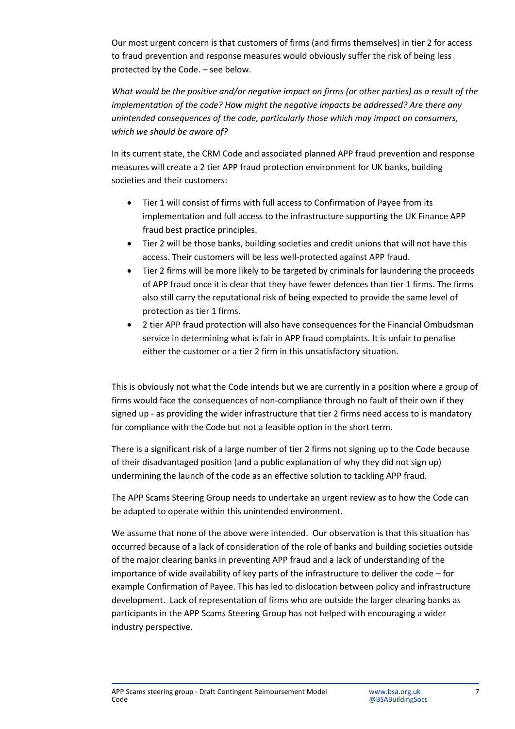Our most urgent concern is that customers of firms (and firms themselves) in tier 2 for access to fraud prevention and response measures would obviously suffer the risk of being less protected by the Code. – see below.

*What would be the positive and/or negative impact on firms (or other parties) as a result of the implementation of the code? How might the negative impacts be addressed? Are there any unintended consequences of the code, particularly those which may impact on consumers, which we should be aware of?*

In its current state, the CRM Code and associated planned APP fraud prevention and response measures will create a 2 tier APP fraud protection environment for UK banks, building societies and their customers:

- Tier 1 will consist of firms with full access to Confirmation of Payee from its implementation and full access to the infrastructure supporting the UK Finance APP fraud best practice principles.
- Tier 2 will be those banks, building societies and credit unions that will not have this access. Their customers will be less well-protected against APP fraud.
- Tier 2 firms will be more likely to be targeted by criminals for laundering the proceeds of APP fraud once it is clear that they have fewer defences than tier 1 firms. The firms also still carry the reputational risk of being expected to provide the same level of protection as tier 1 firms.
- 2 tier APP fraud protection will also have consequences for the Financial Ombudsman service in determining what is fair in APP fraud complaints. It is unfair to penalise either the customer or a tier 2 firm in this unsatisfactory situation.

This is obviously not what the Code intends but we are currently in a position where a group of firms would face the consequences of non-compliance through no fault of their own if they signed up - as providing the wider infrastructure that tier 2 firms need access to is mandatory for compliance with the Code but not a feasible option in the short term.

There is a significant risk of a large number of tier 2 firms not signing up to the Code because of their disadvantaged position (and a public explanation of why they did not sign up) undermining the launch of the code as an effective solution to tackling APP fraud.

The APP Scams Steering Group needs to undertake an urgent review as to how the Code can be adapted to operate within this unintended environment.

We assume that none of the above were intended. Our observation is that this situation has occurred because of a lack of consideration of the role of banks and building societies outside of the major clearing banks in preventing APP fraud and a lack of understanding of the importance of wide availability of key parts of the infrastructure to deliver the code – for example Confirmation of Payee. This has led to dislocation between policy and infrastructure development. Lack of representation of firms who are outside the larger clearing banks as participants in the APP Scams Steering Group has not helped with encouraging a wider industry perspective.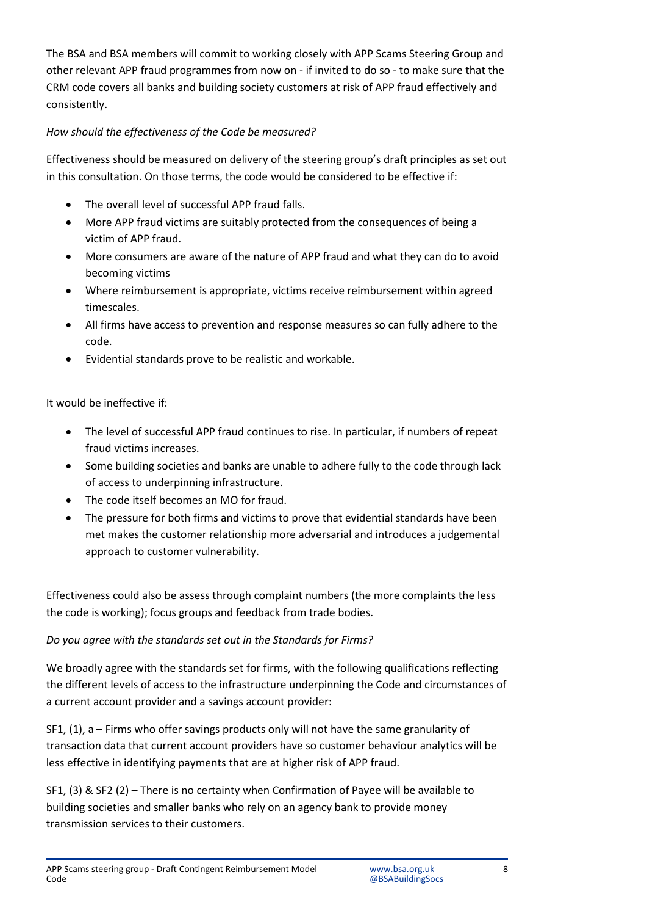The BSA and BSA members will commit to working closely with APP Scams Steering Group and other relevant APP fraud programmes from now on - if invited to do so - to make sure that the CRM code covers all banks and building society customers at risk of APP fraud effectively and consistently.

*How should the effectiveness of the Code be measured?*

Effectiveness should be measured on delivery of the steering group's draft principles as set out in this consultation. On those terms, the code would be considered to be effective if:

- The overall level of successful APP fraud falls.
- More APP fraud victims are suitably protected from the consequences of being a victim of APP fraud.
- More consumers are aware of the nature of APP fraud and what they can do to avoid becoming victims
- Where reimbursement is appropriate, victims receive reimbursement within agreed timescales.
- All firms have access to prevention and response measures so can fully adhere to the code.
- Evidential standards prove to be realistic and workable.

It would be ineffective if:

- The level of successful APP fraud continues to rise. In particular, if numbers of repeat fraud victims increases.
- Some building societies and banks are unable to adhere fully to the code through lack of access to underpinning infrastructure.
- The code itself becomes an MO for fraud.
- The pressure for both firms and victims to prove that evidential standards have been met makes the customer relationship more adversarial and introduces a judgemental approach to customer vulnerability.

Effectiveness could also be assess through complaint numbers (the more complaints the less the code is working); focus groups and feedback from trade bodies.

*Do you agree with the standards set out in the Standards for Firms?*

We broadly agree with the standards set for firms, with the following qualifications reflecting the different levels of access to the infrastructure underpinning the Code and circumstances of a current account provider and a savings account provider:

SF1, (1), a – Firms who offer savings products only will not have the same granularity of transaction data that current account providers have so customer behaviour analytics will be less effective in identifying payments that are at higher risk of APP fraud.

SF1, (3) & SF2 (2) – There is no certainty when Confirmation of Payee will be available to building societies and smaller banks who rely on an agency bank to provide money transmission services to their customers.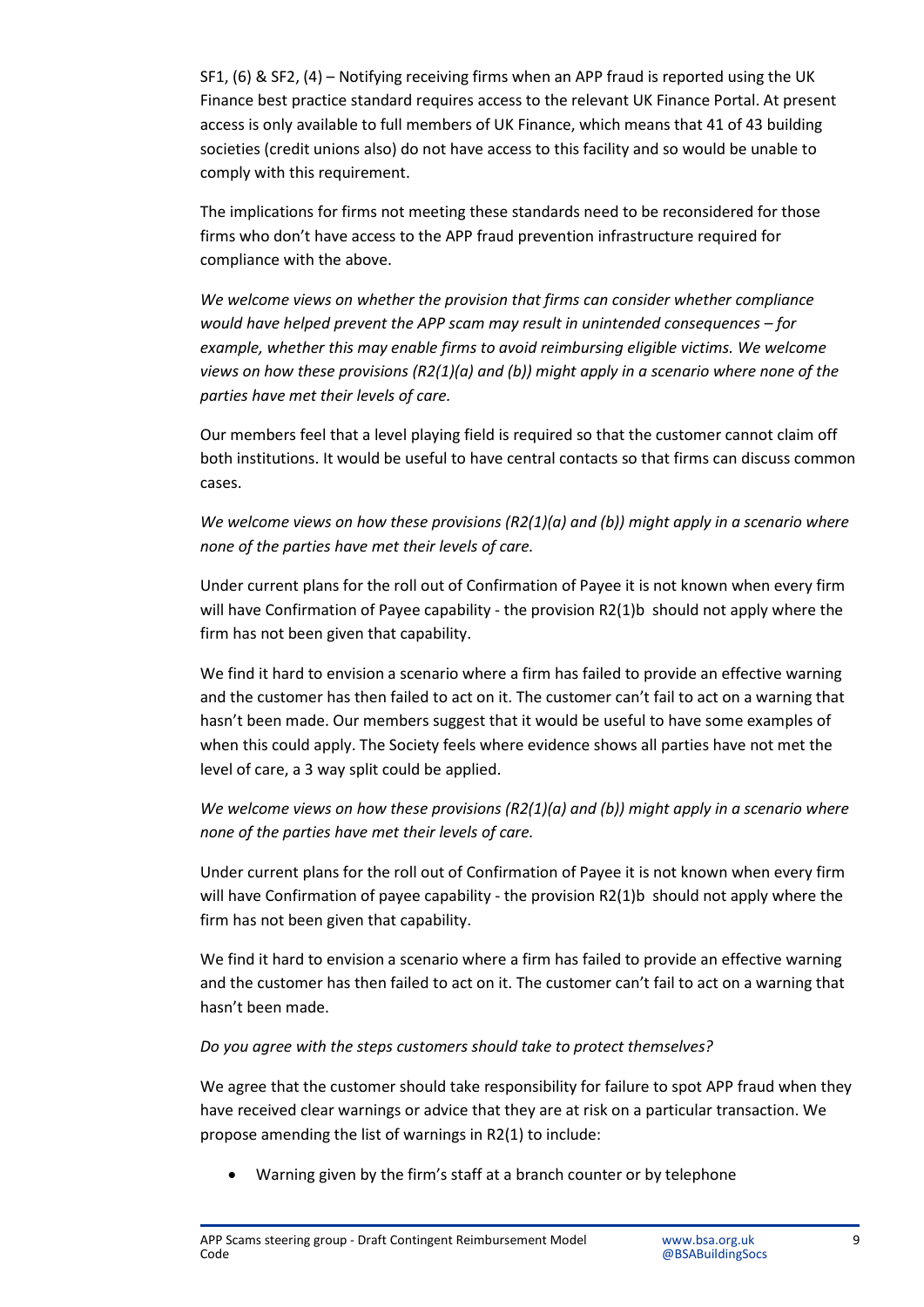SF1, (6) & SF2, (4) – Notifying receiving firms when an APP fraud is reported using the UK Finance best practice standard requires access to the relevant UK Finance Portal. At present access is only available to full members of UK Finance, which means that 41 of 43 building societies (credit unions also) do not have access to this facility and so would be unable to comply with this requirement.

The implications for firms not meeting these standards need to be reconsidered for those firms who don't have access to the APP fraud prevention infrastructure required for compliance with the above.

*We welcome views on whether the provision that firms can consider whether compliance would have helped prevent the APP scam may result in unintended consequences – for example, whether this may enable firms to avoid reimbursing eligible victims. We welcome views on how these provisions (R2(1)(a) and (b)) might apply in a scenario where none of the parties have met their levels of care.*

Our members feel that a level playing field is required so that the customer cannot claim off both institutions. It would be useful to have central contacts so that firms can discuss common cases.

*We welcome views on how these provisions (R2(1)(a) and (b)) might apply in a scenario where none of the parties have met their levels of care.*

Under current plans for the roll out of Confirmation of Payee it is not known when every firm will have Confirmation of Payee capability - the provision R2(1)b should not apply where the firm has not been given that capability.

We find it hard to envision a scenario where a firm has failed to provide an effective warning and the customer has then failed to act on it. The customer can't fail to act on a warning that hasn't been made. Our members suggest that it would be useful to have some examples of when this could apply. The Society feels where evidence shows all parties have not met the level of care, a 3 way split could be applied.

*We welcome views on how these provisions (R2(1)(a) and (b)) might apply in a scenario where none of the parties have met their levels of care.*

Under current plans for the roll out of Confirmation of Payee it is not known when every firm will have Confirmation of payee capability - the provision R2(1)b should not apply where the firm has not been given that capability.

We find it hard to envision a scenario where a firm has failed to provide an effective warning and the customer has then failed to act on it. The customer can't fail to act on a warning that hasn't been made.

*Do you agree with the steps customers should take to protect themselves?*

We agree that the customer should take responsibility for failure to spot APP fraud when they have received clear warnings or advice that they are at risk on a particular transaction. We propose amending the list of warnings in R2(1) to include:

- Warning given by the firm's staff at a branch counter or by telephone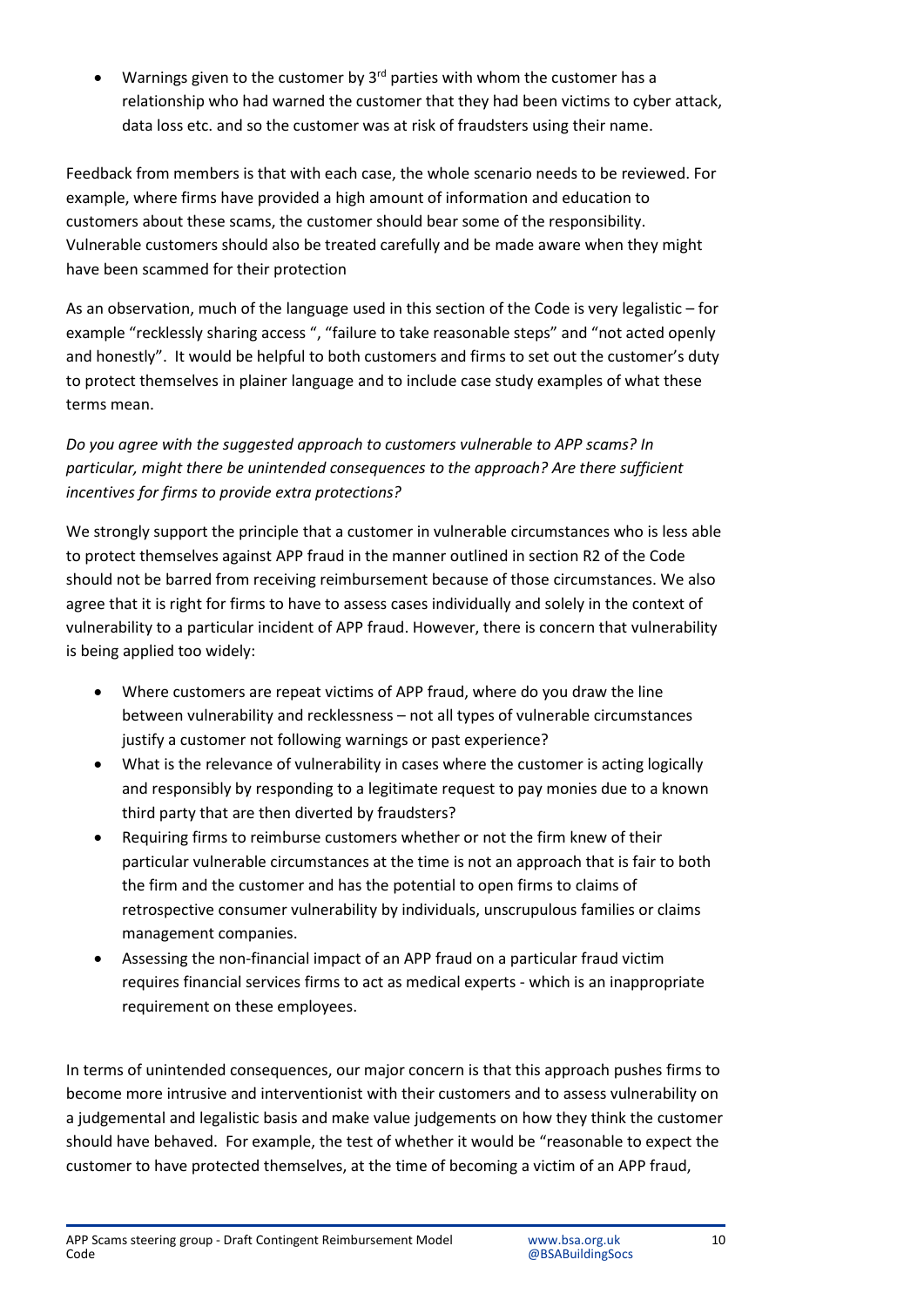- Warnings given to the customer by 3rd parties with whom the customer has a relationship who had warned the customer that they had been victims to cyber attack, data loss etc. and so the customer was at risk of fraudsters using their name.

Feedback from members is that with each case, the whole scenario needs to be reviewed. For example, where firms have provided a high amount of information and education to customers about these scams, the customer should bear some of the responsibility. Vulnerable customers should also be treated carefully and be made aware when they might have been scammed for their protection

As an observation, much of the language used in this section of the Code is very legalistic – for example "recklessly sharing access ", "failure to take reasonable steps" and "not acted openly and honestly". It would be helpful to both customers and firms to set out the customer's duty to protect themselves in plainer language and to include case study examples of what these terms mean.

*Do you agree with the suggested approach to customers vulnerable to APP scams? In particular, might there be unintended consequences to the approach? Are there sufficient incentives for firms to provide extra protections?*

We strongly support the principle that a customer in vulnerable circumstances who is less able to protect themselves against APP fraud in the manner outlined in section R2 of the Code should not be barred from receiving reimbursement because of those circumstances. We also agree that it is right for firms to have to assess cases individually and solely in the context of vulnerability to a particular incident of APP fraud. However, there is concern that vulnerability is being applied too widely:

- Where customers are repeat victims of APP fraud, where do you draw the line between vulnerability and recklessness – not all types of vulnerable circumstances justify a customer not following warnings or past experience?
- What is the relevance of vulnerability in cases where the customer is acting logically and responsibly by responding to a legitimate request to pay monies due to a known third party that are then diverted by fraudsters?
- Requiring firms to reimburse customers whether or not the firm knew of their particular vulnerable circumstances at the time is not an approach that is fair to both the firm and the customer and has the potential to open firms to claims of retrospective consumer vulnerability by individuals, unscrupulous families or claims management companies.
- Assessing the non-financial impact of an APP fraud on a particular fraud victim requires financial services firms to act as medical experts - which is an inappropriate requirement on these employees.

In terms of unintended consequences, our major concern is that this approach pushes firms to become more intrusive and interventionist with their customers and to assess vulnerability on a judgemental and legalistic basis and make value judgements on how they think the customer should have behaved. For example, the test of whether it would be "reasonable to expect the customer to have protected themselves, at the time of becoming a victim of an APP fraud,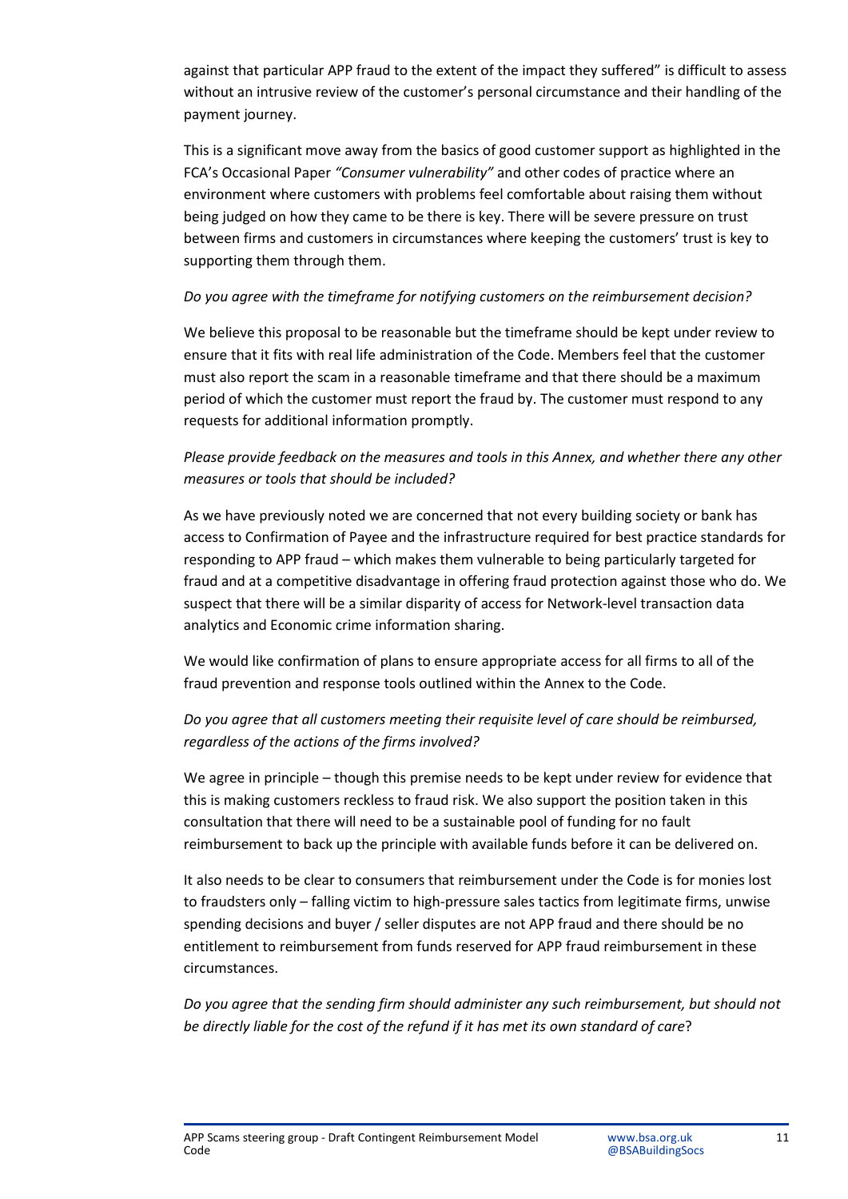against that particular APP fraud to the extent of the impact they suffered" is difficult to assess without an intrusive review of the customer's personal circumstance and their handling of the payment journey.

This is a significant move away from the basics of good customer support as highlighted in the FCA's Occasional Paper *"Consumer vulnerability"* and other codes of practice where an environment where customers with problems feel comfortable about raising them without being judged on how they came to be there is key. There will be severe pressure on trust between firms and customers in circumstances where keeping the customers' trust is key to supporting them through them.

*Do you agree with the timeframe for notifying customers on the reimbursement decision?*

We believe this proposal to be reasonable but the timeframe should be kept under review to ensure that it fits with real life administration of the Code. Members feel that the customer must also report the scam in a reasonable timeframe and that there should be a maximum period of which the customer must report the fraud by. The customer must respond to any requests for additional information promptly.

*Please provide feedback on the measures and tools in this Annex, and whether there any other measures or tools that should be included?*

As we have previously noted we are concerned that not every building society or bank has access to Confirmation of Payee and the infrastructure required for best practice standards for responding to APP fraud – which makes them vulnerable to being particularly targeted for fraud and at a competitive disadvantage in offering fraud protection against those who do. We suspect that there will be a similar disparity of access for Network-level transaction data analytics and Economic crime information sharing.

We would like confirmation of plans to ensure appropriate access for all firms to all of the fraud prevention and response tools outlined within the Annex to the Code.

*Do you agree that all customers meeting their requisite level of care should be reimbursed, regardless of the actions of the firms involved?*

We agree in principle – though this premise needs to be kept under review for evidence that this is making customers reckless to fraud risk. We also support the position taken in this consultation that there will need to be a sustainable pool of funding for no fault reimbursement to back up the principle with available funds before it can be delivered on.

It also needs to be clear to consumers that reimbursement under the Code is for monies lost to fraudsters only – falling victim to high-pressure sales tactics from legitimate firms, unwise spending decisions and buyer / seller disputes are not APP fraud and there should be no entitlement to reimbursement from funds reserved for APP fraud reimbursement in these circumstances.

*Do you agree that the sending firm should administer any such reimbursement, but should not be directly liable for the cost of the refund if it has met its own standard of care*?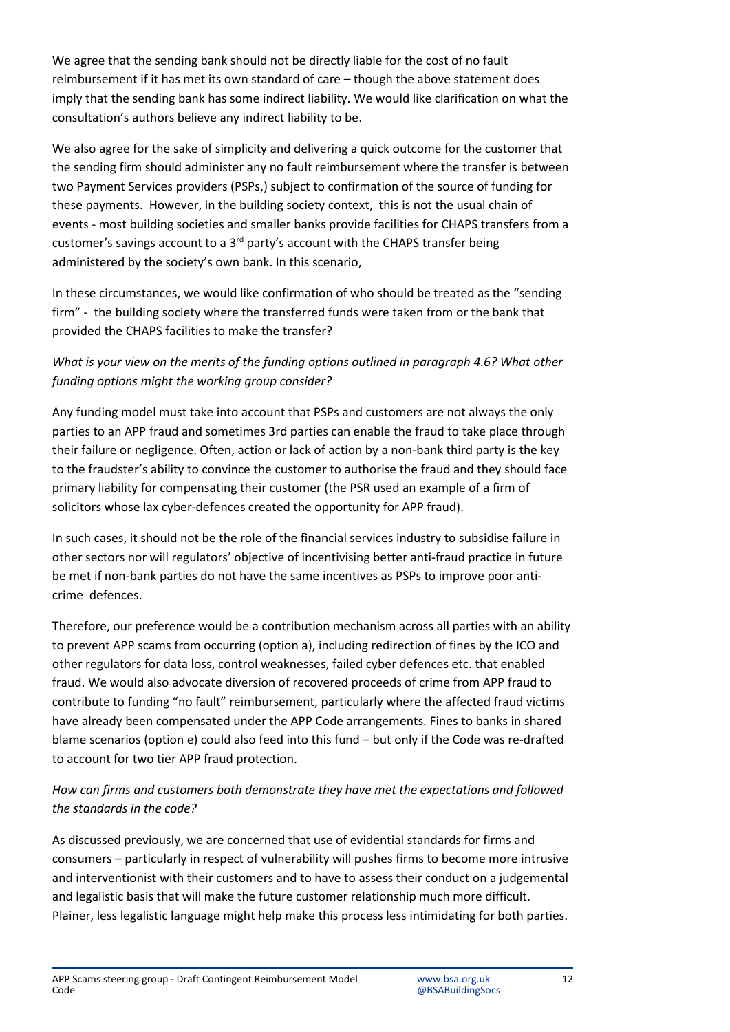We agree that the sending bank should not be directly liable for the cost of no fault reimbursement if it has met its own standard of care – though the above statement does imply that the sending bank has some indirect liability. We would like clarification on what the consultation's authors believe any indirect liability to be.

We also agree for the sake of simplicity and delivering a quick outcome for the customer that the sending firm should administer any no fault reimbursement where the transfer is between two Payment Services providers (PSPs,) subject to confirmation of the source of funding for these payments. However, in the building society context, this is not the usual chain of events - most building societies and smaller banks provide facilities for CHAPS transfers from a customer's savings account to a 3rd party's account with the CHAPS transfer being administered by the society's own bank. In this scenario,

In these circumstances, we would like confirmation of who should be treated as the "sending firm" - the building society where the transferred funds were taken from or the bank that provided the CHAPS facilities to make the transfer?

*What is your view on the merits of the funding options outlined in paragraph 4.6? What other funding options might the working group consider?*

Any funding model must take into account that PSPs and customers are not always the only parties to an APP fraud and sometimes 3rd parties can enable the fraud to take place through their failure or negligence. Often, action or lack of action by a non-bank third party is the key to the fraudster's ability to convince the customer to authorise the fraud and they should face primary liability for compensating their customer (the PSR used an example of a firm of solicitors whose lax cyber-defences created the opportunity for APP fraud).

In such cases, it should not be the role of the financial services industry to subsidise failure in other sectors nor will regulators' objective of incentivising better anti-fraud practice in future be met if non-bank parties do not have the same incentives as PSPs to improve poor anti-crime defences.

Therefore, our preference would be a contribution mechanism across all parties with an ability to prevent APP scams from occurring (option a), including redirection of fines by the ICO and other regulators for data loss, control weaknesses, failed cyber defences etc. that enabled fraud. We would also advocate diversion of recovered proceeds of crime from APP fraud to contribute to funding "no fault" reimbursement, particularly where the affected fraud victims have already been compensated under the APP Code arrangements. Fines to banks in shared blame scenarios (option e) could also feed into this fund – but only if the Code was re-drafted to account for two tier APP fraud protection.

*How can firms and customers both demonstrate they have met the expectations and followed the standards in the code?*

As discussed previously, we are concerned that use of evidential standards for firms and consumers – particularly in respect of vulnerability will pushes firms to become more intrusive and interventionist with their customers and to have to assess their conduct on a judgemental and legalistic basis that will make the future customer relationship much more difficult. Plainer, less legalistic language might help make this process less intimidating for both parties.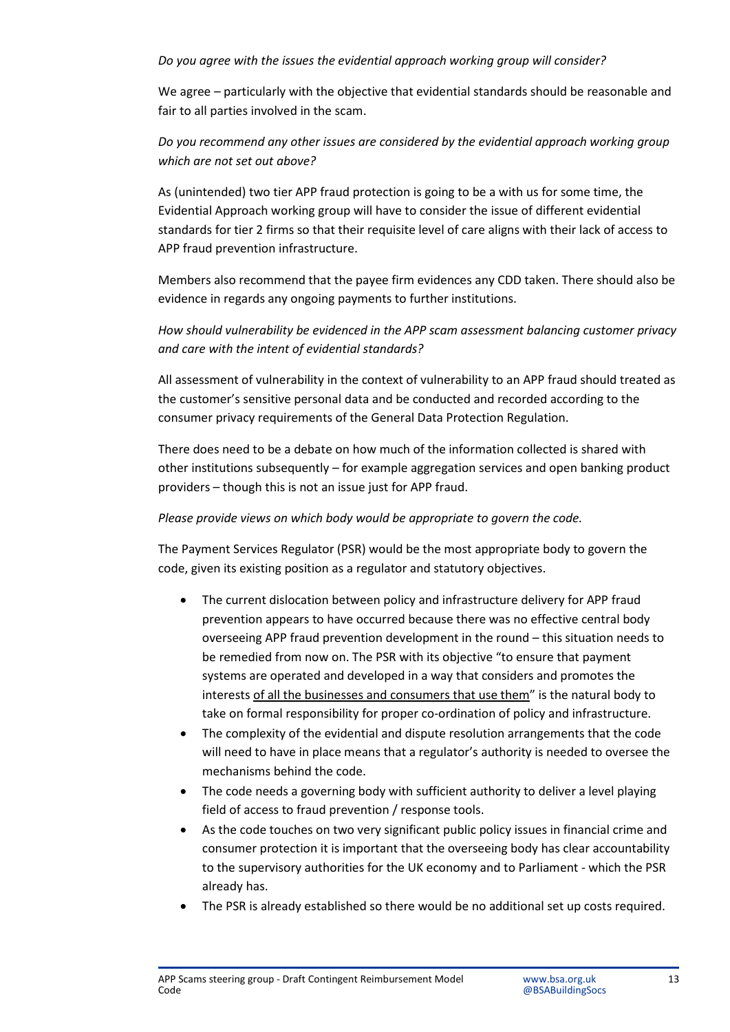*Do you agree with the issues the evidential approach working group will consider?*

We agree – particularly with the objective that evidential standards should be reasonable and fair to all parties involved in the scam.

*Do you recommend any other issues are considered by the evidential approach working group which are not set out above?*

As (unintended) two tier APP fraud protection is going to be a with us for some time, the Evidential Approach working group will have to consider the issue of different evidential standards for tier 2 firms so that their requisite level of care aligns with their lack of access to APP fraud prevention infrastructure.

Members also recommend that the payee firm evidences any CDD taken. There should also be evidence in regards any ongoing payments to further institutions.

*How should vulnerability be evidenced in the APP scam assessment balancing customer privacy and care with the intent of evidential standards?*

All assessment of vulnerability in the context of vulnerability to an APP fraud should treated as the customer's sensitive personal data and be conducted and recorded according to the consumer privacy requirements of the General Data Protection Regulation.

There does need to be a debate on how much of the information collected is shared with other institutions subsequently – for example aggregation services and open banking product providers – though this is not an issue just for APP fraud.

*Please provide views on which body would be appropriate to govern the code.*

The Payment Services Regulator (PSR) would be the most appropriate body to govern the code, given its existing position as a regulator and statutory objectives.

- The current dislocation between policy and infrastructure delivery for APP fraud prevention appears to have occurred because there was no effective central body overseeing APP fraud prevention development in the round – this situation needs to be remedied from now on. The PSR with its objective "to ensure that payment systems are operated and developed in a way that considers and promotes the interests <u>of all the businesses and consumers that use them</u>" is the natural body to take on formal responsibility for proper co-ordination of policy and infrastructure.
- The complexity of the evidential and dispute resolution arrangements that the code will need to have in place means that a regulator's authority is needed to oversee the mechanisms behind the code.
- The code needs a governing body with sufficient authority to deliver a level playing field of access to fraud prevention / response tools.
- As the code touches on two very significant public policy issues in financial crime and consumer protection it is important that the overseeing body has clear accountability to the supervisory authorities for the UK economy and to Parliament - which the PSR already has.
- The PSR is already established so there would be no additional set up costs required.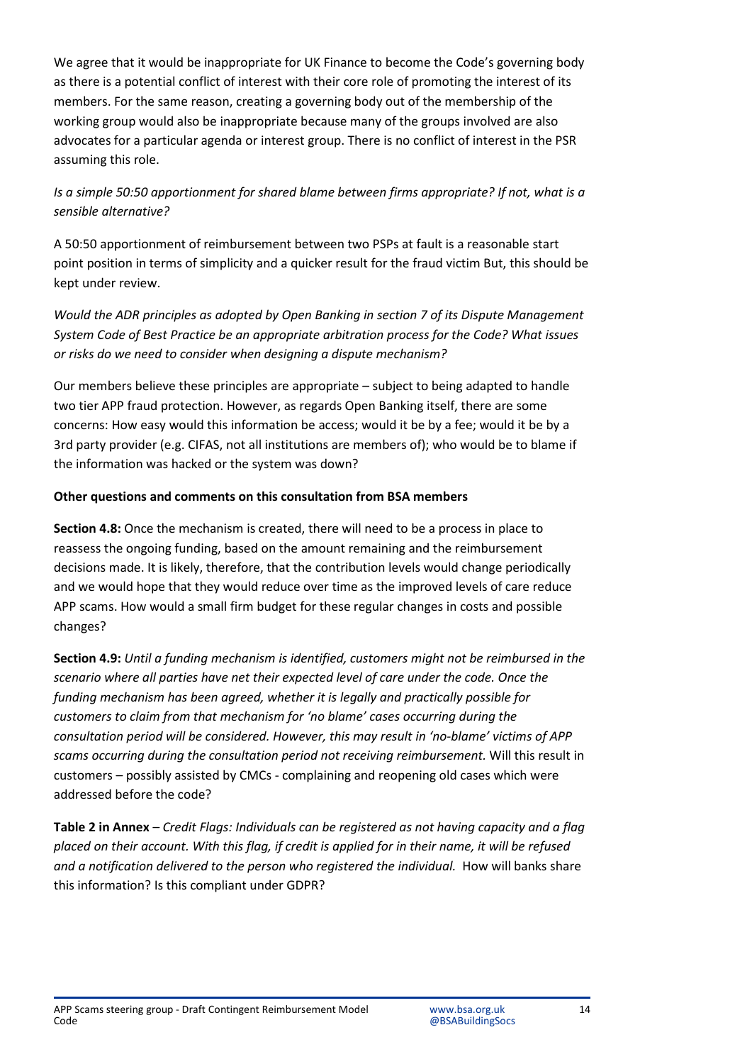We agree that it would be inappropriate for UK Finance to become the Code's governing body as there is a potential conflict of interest with their core role of promoting the interest of its members. For the same reason, creating a governing body out of the membership of the working group would also be inappropriate because many of the groups involved are also advocates for a particular agenda or interest group. There is no conflict of interest in the PSR assuming this role.

*Is a simple 50:50 apportionment for shared blame between firms appropriate? If not, what is a sensible alternative?*

A 50:50 apportionment of reimbursement between two PSPs at fault is a reasonable start point position in terms of simplicity and a quicker result for the fraud victim But, this should be kept under review.

*Would the ADR principles as adopted by Open Banking in section 7 of its Dispute Management System Code of Best Practice be an appropriate arbitration process for the Code? What issues or risks do we need to consider when designing a dispute mechanism?*

Our members believe these principles are appropriate – subject to being adapted to handle two tier APP fraud protection. However, as regards Open Banking itself, there are some concerns: How easy would this information be access; would it be by a fee; would it be by a 3rd party provider (e.g. CIFAS, not all institutions are members of); who would be to blame if the information was hacked or the system was down?

**Other questions and comments on this consultation from BSA members**

**Section 4.8:** Once the mechanism is created, there will need to be a process in place to reassess the ongoing funding, based on the amount remaining and the reimbursement decisions made. It is likely, therefore, that the contribution levels would change periodically and we would hope that they would reduce over time as the improved levels of care reduce APP scams. How would a small firm budget for these regular changes in costs and possible changes?

**Section 4.9:** *Until a funding mechanism is identified, customers might not be reimbursed in the scenario where all parties have net their expected level of care under the code. Once the funding mechanism has been agreed, whether it is legally and practically possible for customers to claim from that mechanism for 'no blame' cases occurring during the consultation period will be considered. However, this may result in 'no-blame' victims of APP scams occurring during the consultation period not receiving reimbursement.* Will this result in customers – possibly assisted by CMCs - complaining and reopening old cases which were addressed before the code?

**Table 2 in Annex** – *Credit Flags: Individuals can be registered as not having capacity and a flag placed on their account. With this flag, if credit is applied for in their name, it will be refused and a notification delivered to the person who registered the individual.* How will banks share this information? Is this compliant under GDPR?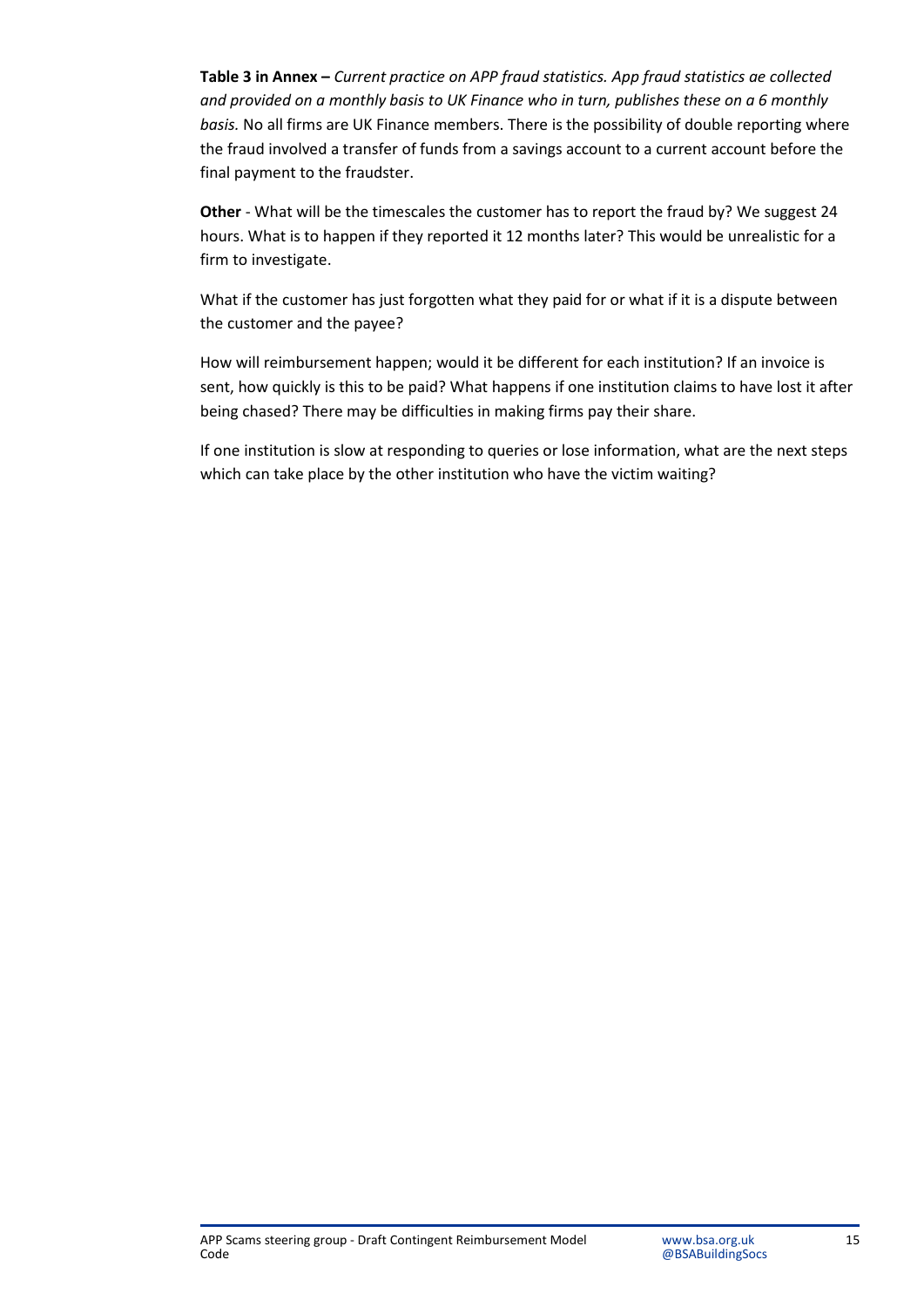**Table 3 in Annex –** *Current practice on APP fraud statistics. App fraud statistics ae collected and provided on a monthly basis to UK Finance who in turn, publishes these on a 6 monthly basis.* No all firms are UK Finance members. There is the possibility of double reporting where the fraud involved a transfer of funds from a savings account to a current account before the final payment to the fraudster.

**Other** - What will be the timescales the customer has to report the fraud by? We suggest 24 hours. What is to happen if they reported it 12 months later? This would be unrealistic for a firm to investigate.

What if the customer has just forgotten what they paid for or what if it is a dispute between the customer and the payee?

How will reimbursement happen; would it be different for each institution? If an invoice is sent, how quickly is this to be paid? What happens if one institution claims to have lost it after being chased? There may be difficulties in making firms pay their share.

If one institution is slow at responding to queries or lose information, what are the next steps which can take place by the other institution who have the victim waiting?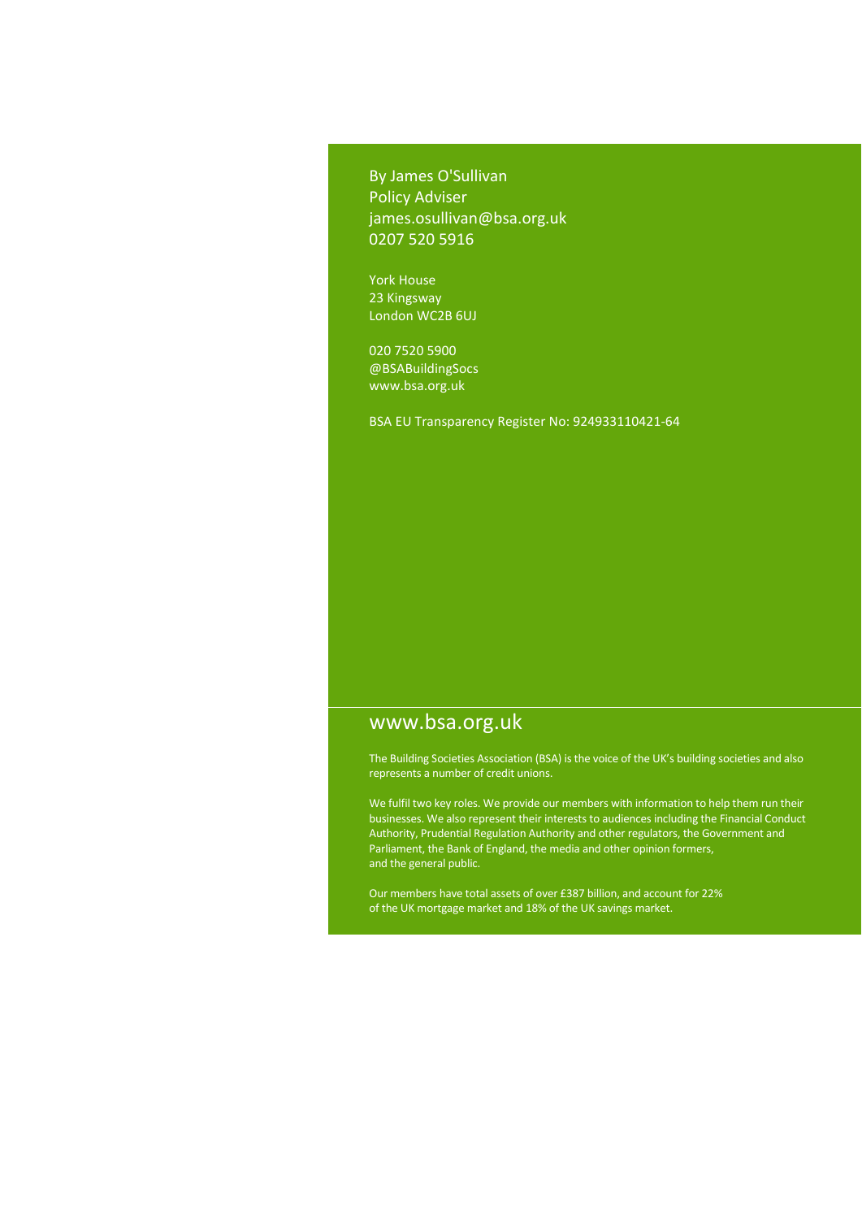By James O'Sullivan
Policy Adviser
james.osullivan@bsa.org.uk
0207 520 5916

York House
23 Kingsway
London WC2B 6UJ

020 7520 5900
@BSABuildingSocs
www.bsa.org.uk

BSA EU Transparency Register No: 924933110421-64

## www.bsa.org.uk

The Building Societies Association (BSA) is the voice of the UK's building societies and also represents a number of credit unions.

We fulfil two key roles. We provide our members with information to help them run their businesses. We also represent their interests to audiences including the Financial Conduct Authority, Prudential Regulation Authority and other regulators, the Government and Parliament, the Bank of England, the media and other opinion formers, and the general public.

Our members have total assets of over £387 billion, and account for 22% of the UK mortgage market and 18% of the UK savings market.